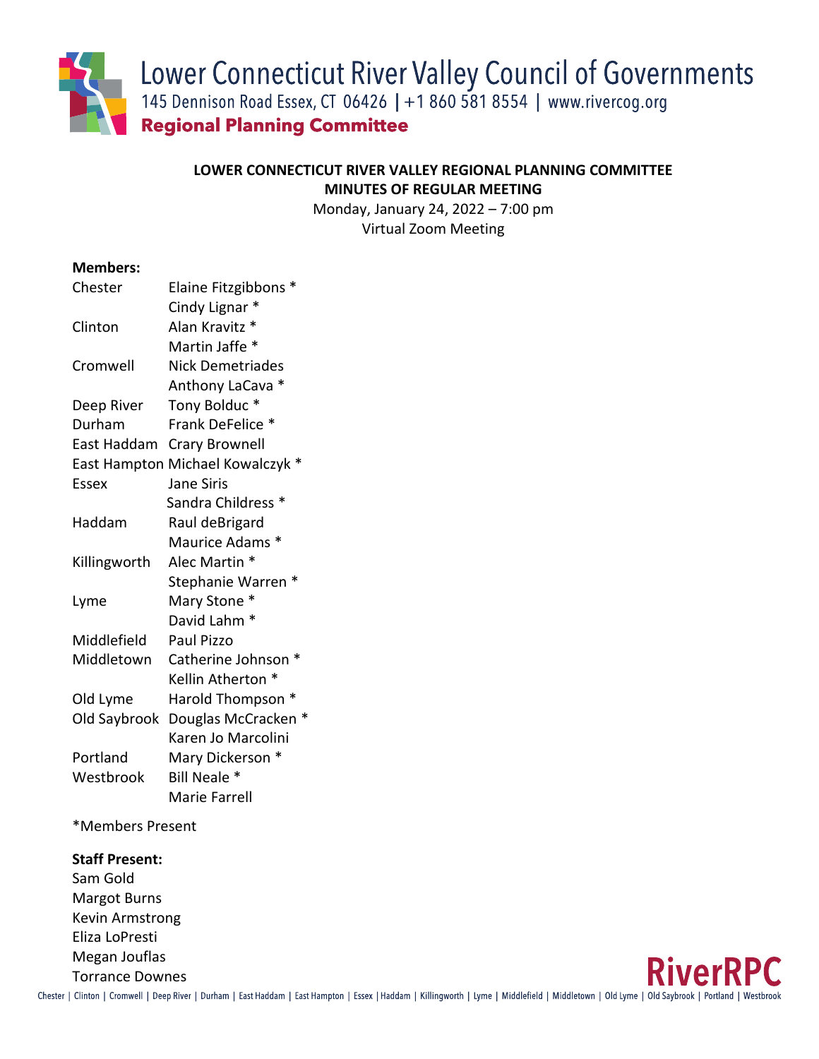Lower Connecticut River Valley Council of Governments
145 Dennison Road Essex, CT 06426 | +1 860 581 8554 | www.rivercog.org
**Regional Planning Committee**

**LOWER CONNECTICUT RIVER VALLEY REGIONAL PLANNING COMMITTEE**
**MINUTES OF REGULAR MEETING**
Monday, January 24, 2022 – 7:00 pm
Virtual Zoom Meeting

**Members:**

| | |
|---|---|
| Chester | Elaine Fitzgibbons * |
| | Cindy Lignar * |
| Clinton | Alan Kravitz * |
| | Martin Jaffe * |
| Cromwell | Nick Demetriades |
| | Anthony LaCava * |
| Deep River | Tony Bolduc * |
| Durham | Frank DeFelice * |
| East Haddam | Crary Brownell |
| East Hampton | Michael Kowalczyk * |
| Essex | Jane Siris |
| | Sandra Childress * |
| Haddam | Raul deBrigard |
| | Maurice Adams * |
| Killingworth | Alec Martin * |
| | Stephanie Warren * |
| Lyme | Mary Stone * |
| | David Lahm * |
| Middlefield | Paul Pizzo |
| Middletown | Catherine Johnson * |
| | Kellin Atherton * |
| Old Lyme | Harold Thompson * |
| Old Saybrook | Douglas McCracken * |
| | Karen Jo Marcolini |
| Portland | Mary Dickerson * |
| Westbrook | Bill Neale * |
| | Marie Farrell |

*Members Present

**Staff Present:**
Sam Gold
Margot Burns
Kevin Armstrong
Eliza LoPresti
Megan Jouflas
Torrance Downes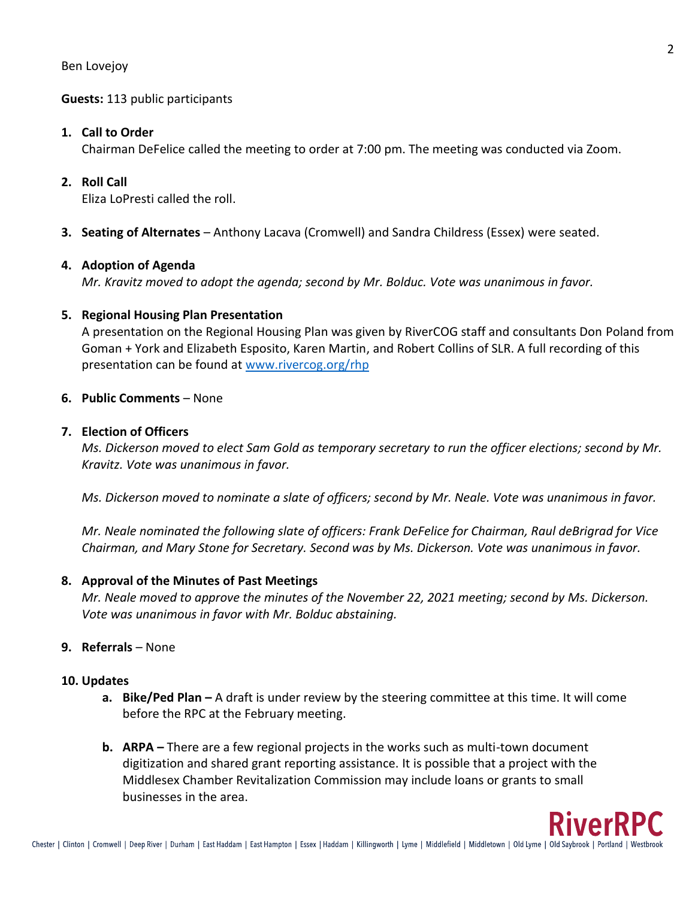Ben Lovejoy

**Guests:** 113 public participants

1. **Call to Order**
   Chairman DeFelice called the meeting to order at 7:00 pm. The meeting was conducted via Zoom.

2. **Roll Call**
   Eliza LoPresti called the roll.

3. **Seating of Alternates** – Anthony Lacava (Cromwell) and Sandra Childress (Essex) were seated.

4. **Adoption of Agenda**
   *Mr. Kravitz moved to adopt the agenda; second by Mr. Bolduc. Vote was unanimous in favor.*

5. **Regional Housing Plan Presentation**
   A presentation on the Regional Housing Plan was given by RiverCOG staff and consultants Don Poland from Goman + York and Elizabeth Esposito, Karen Martin, and Robert Collins of SLR. A full recording of this presentation can be found at [www.rivercog.org/rhp](www.rivercog.org/rhp)

6. **Public Comments** – None

7. **Election of Officers**
   *Ms. Dickerson moved to elect Sam Gold as temporary secretary to run the officer elections; second by Mr. Kravitz. Vote was unanimous in favor.*

   *Ms. Dickerson moved to nominate a slate of officers; second by Mr. Neale. Vote was unanimous in favor.*

   *Mr. Neale nominated the following slate of officers: Frank DeFelice for Chairman, Raul deBrigrad for Vice Chairman, and Mary Stone for Secretary. Second was by Ms. Dickerson. Vote was unanimous in favor.*

8. **Approval of the Minutes of Past Meetings**
   *Mr. Neale moved to approve the minutes of the November 22, 2021 meeting; second by Ms. Dickerson. Vote was unanimous in favor with Mr. Bolduc abstaining.*

9. **Referrals** – None

10. **Updates**
    a. **Bike/Ped Plan –** A draft is under review by the steering committee at this time. It will come before the RPC at the February meeting.

    b. **ARPA –** There are a few regional projects in the works such as multi-town document digitization and shared grant reporting assistance. It is possible that a project with the Middlesex Chamber Revitalization Commission may include loans or grants to small businesses in the area.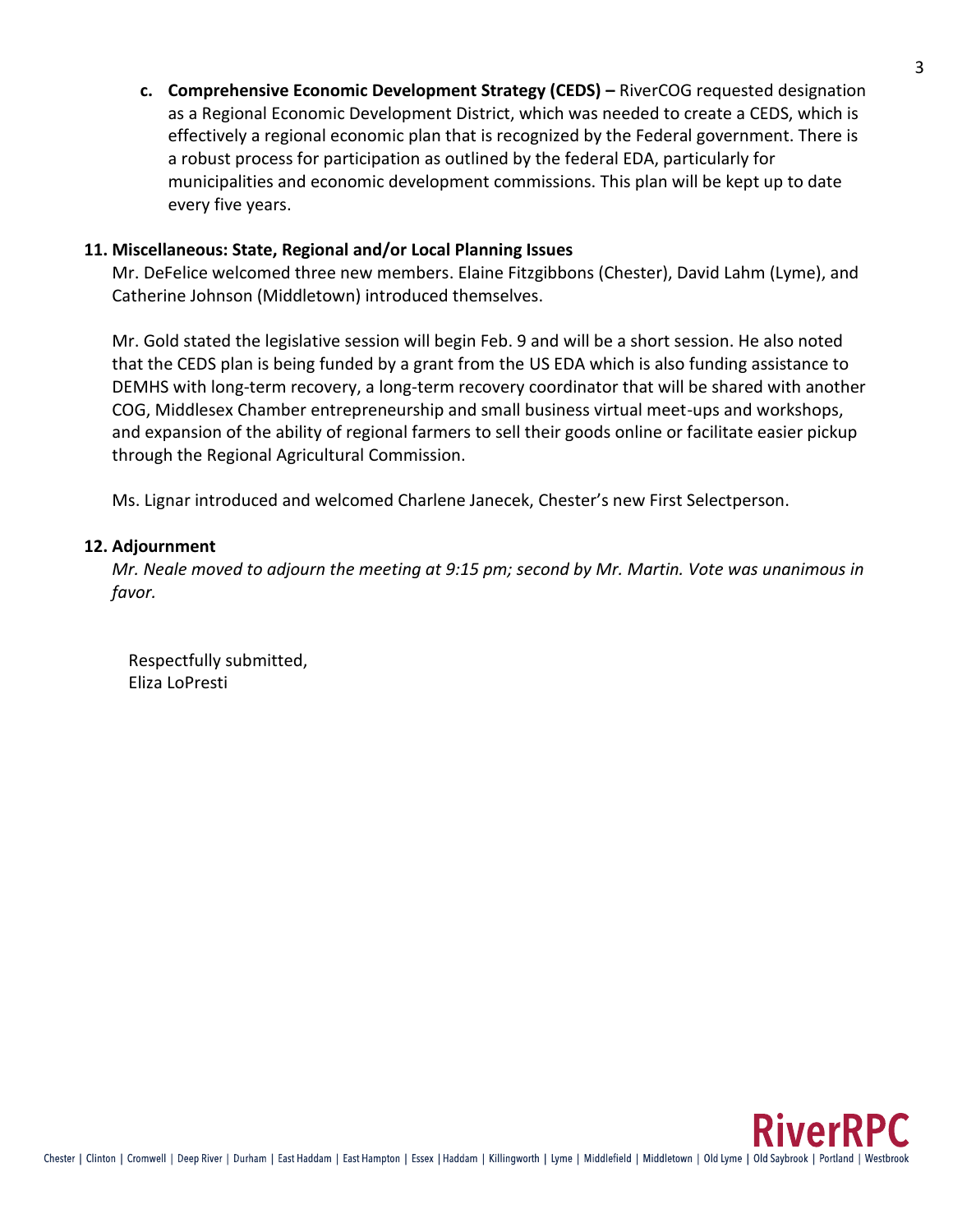c. **Comprehensive Economic Development Strategy (CEDS) –** RiverCOG requested designation as a Regional Economic Development District, which was needed to create a CEDS, which is effectively a regional economic plan that is recognized by the Federal government. There is a robust process for participation as outlined by the federal EDA, particularly for municipalities and economic development commissions. This plan will be kept up to date every five years.

**11. Miscellaneous: State, Regional and/or Local Planning Issues**

Mr. DeFelice welcomed three new members. Elaine Fitzgibbons (Chester), David Lahm (Lyme), and Catherine Johnson (Middletown) introduced themselves.

Mr. Gold stated the legislative session will begin Feb. 9 and will be a short session. He also noted that the CEDS plan is being funded by a grant from the US EDA which is also funding assistance to DEMHS with long-term recovery, a long-term recovery coordinator that will be shared with another COG, Middlesex Chamber entrepreneurship and small business virtual meet-ups and workshops, and expansion of the ability of regional farmers to sell their goods online or facilitate easier pickup through the Regional Agricultural Commission.

Ms. Lignar introduced and welcomed Charlene Janecek, Chester's new First Selectperson.

**12. Adjournment**

*Mr. Neale moved to adjourn the meeting at 9:15 pm; second by Mr. Martin. Vote was unanimous in favor.*

Respectfully submitted,
Eliza LoPresti